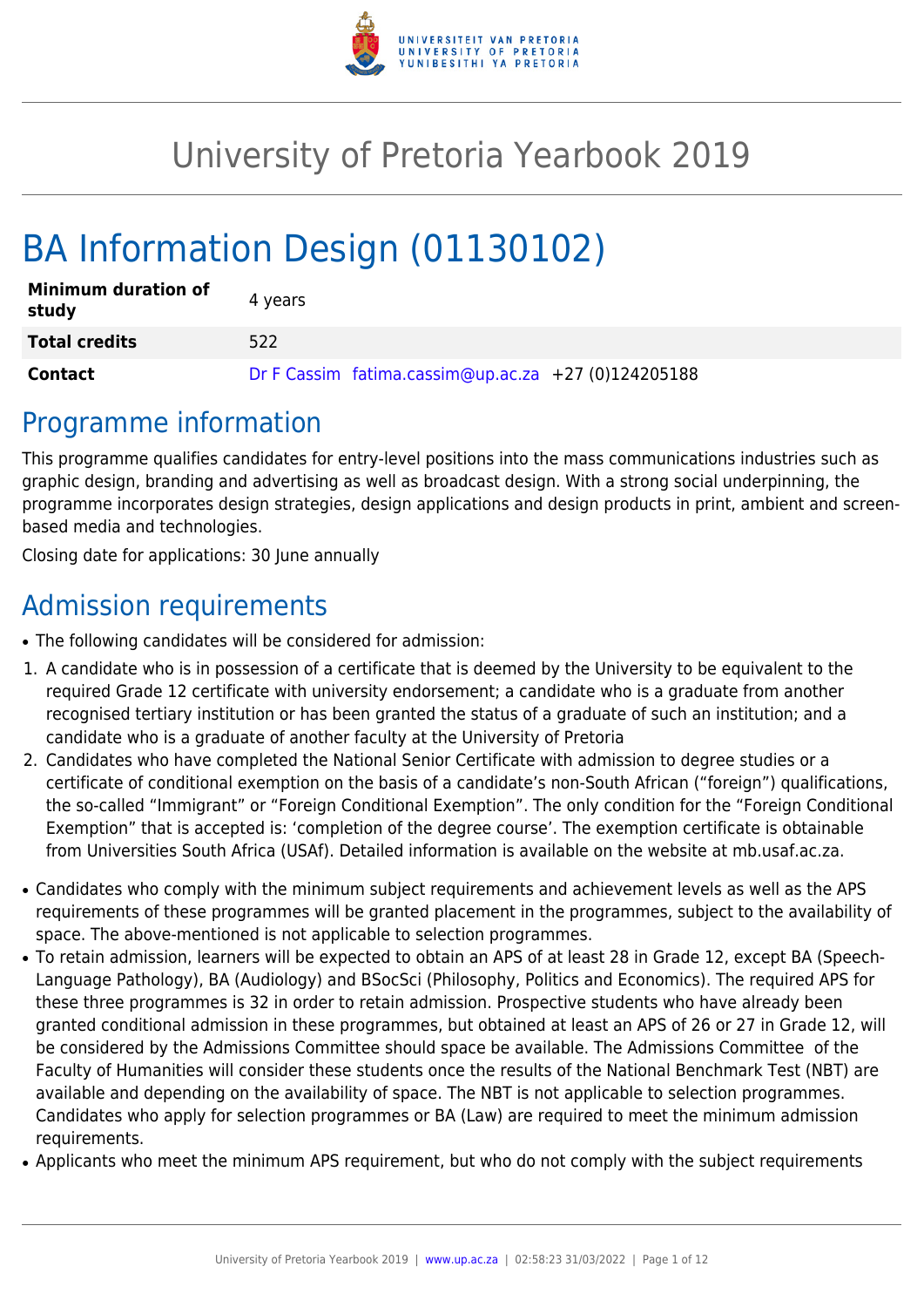# University of Pretoria Yearbook 2019

# BA Information Design (01130102)

| Minimum duration of study | 4 years |
|---|---|
| **Total credits** | 522 |
| **Contact** | Dr F Cassim fatima.cassim@up.ac.za +27 (0)124205188 |

## Programme information

This programme qualifies candidates for entry-level positions into the mass communications industries such as graphic design, branding and advertising as well as broadcast design. With a strong social underpinning, the programme incorporates design strategies, design applications and design products in print, ambient and screen-based media and technologies.

Closing date for applications: 30 June annually

## Admission requirements

- The following candidates will be considered for admission:

1. A candidate who is in possession of a certificate that is deemed by the University to be equivalent to the required Grade 12 certificate with university endorsement; a candidate who is a graduate from another recognised tertiary institution or has been granted the status of a graduate of such an institution; and a candidate who is a graduate of another faculty at the University of Pretoria
2. Candidates who have completed the National Senior Certificate with admission to degree studies or a certificate of conditional exemption on the basis of a candidate's non-South African ("foreign") qualifications, the so-called "Immigrant" or "Foreign Conditional Exemption". The only condition for the "Foreign Conditional Exemption" that is accepted is: 'completion of the degree course'. The exemption certificate is obtainable from Universities South Africa (USAf). Detailed information is available on the website at mb.usaf.ac.za.

- Candidates who comply with the minimum subject requirements and achievement levels as well as the APS requirements of these programmes will be granted placement in the programmes, subject to the availability of space. The above-mentioned is not applicable to selection programmes.
- To retain admission, learners will be expected to obtain an APS of at least 28 in Grade 12, except BA (Speech-Language Pathology), BA (Audiology) and BSocSci (Philosophy, Politics and Economics). The required APS for these three programmes is 32 in order to retain admission. Prospective students who have already been granted conditional admission in these programmes, but obtained at least an APS of 26 or 27 in Grade 12, will be considered by the Admissions Committee should space be available. The Admissions Committee of the Faculty of Humanities will consider these students once the results of the National Benchmark Test (NBT) are available and depending on the availability of space. The NBT is not applicable to selection programmes. Candidates who apply for selection programmes or BA (Law) are required to meet the minimum admission requirements.
- Applicants who meet the minimum APS requirement, but who do not comply with the subject requirements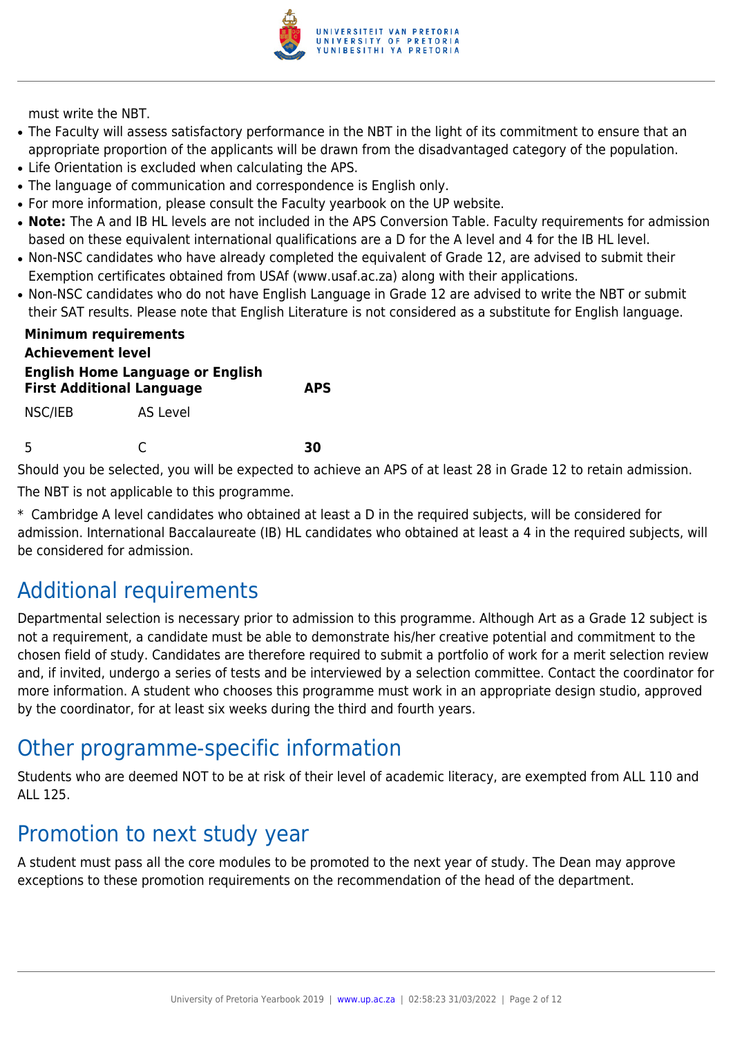must write the NBT.

- The Faculty will assess satisfactory performance in the NBT in the light of its commitment to ensure that an appropriate proportion of the applicants will be drawn from the disadvantaged category of the population.
- Life Orientation is excluded when calculating the APS.
- The language of communication and correspondence is English only.
- For more information, please consult the Faculty yearbook on the UP website.
- **Note:** The A and IB HL levels are not included in the APS Conversion Table. Faculty requirements for admission based on these equivalent international qualifications are a D for the A level and 4 for the IB HL level.
- Non-NSC candidates who have already completed the equivalent of Grade 12, are advised to submit their Exemption certificates obtained from USAf (www.usaf.ac.za) along with their applications.
- Non-NSC candidates who do not have English Language in Grade 12 are advised to write the NBT or submit their SAT results. Please note that English Literature is not considered as a substitute for English language.

| **Minimum requirements** | | |
|---|---|---|
| **Achievement level** | | |
| **English Home Language or English First Additional Language** | | **APS** |
| NSC/IEB | AS Level | |
| 5 | C | **30** |

Should you be selected, you will be expected to achieve an APS of at least 28 in Grade 12 to retain admission.

The NBT is not applicable to this programme.

* Cambridge A level candidates who obtained at least a D in the required subjects, will be considered for admission. International Baccalaureate (IB) HL candidates who obtained at least a 4 in the required subjects, will be considered for admission.

## Additional requirements

Departmental selection is necessary prior to admission to this programme. Although Art as a Grade 12 subject is not a requirement, a candidate must be able to demonstrate his/her creative potential and commitment to the chosen field of study. Candidates are therefore required to submit a portfolio of work for a merit selection review and, if invited, undergo a series of tests and be interviewed by a selection committee. Contact the coordinator for more information. A student who chooses this programme must work in an appropriate design studio, approved by the coordinator, for at least six weeks during the third and fourth years.

## Other programme-specific information

Students who are deemed NOT to be at risk of their level of academic literacy, are exempted from ALL 110 and ALL 125.

## Promotion to next study year

A student must pass all the core modules to be promoted to the next year of study. The Dean may approve exceptions to these promotion requirements on the recommendation of the head of the department.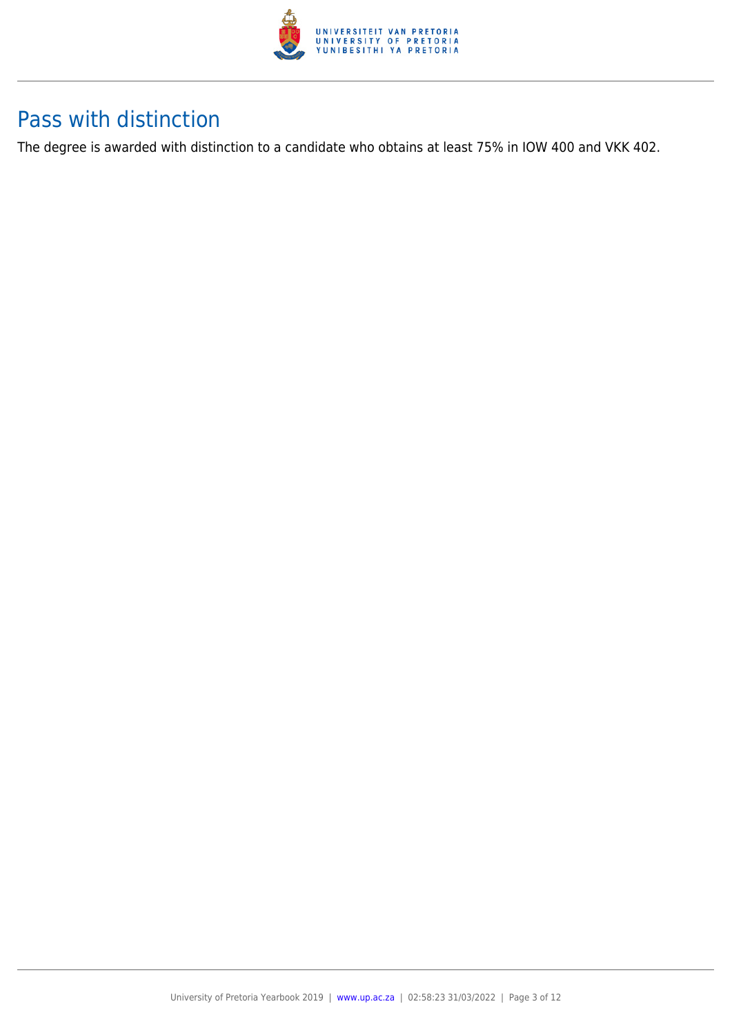## Pass with distinction

The degree is awarded with distinction to a candidate who obtains at least 75% in IOW 400 and VKK 402.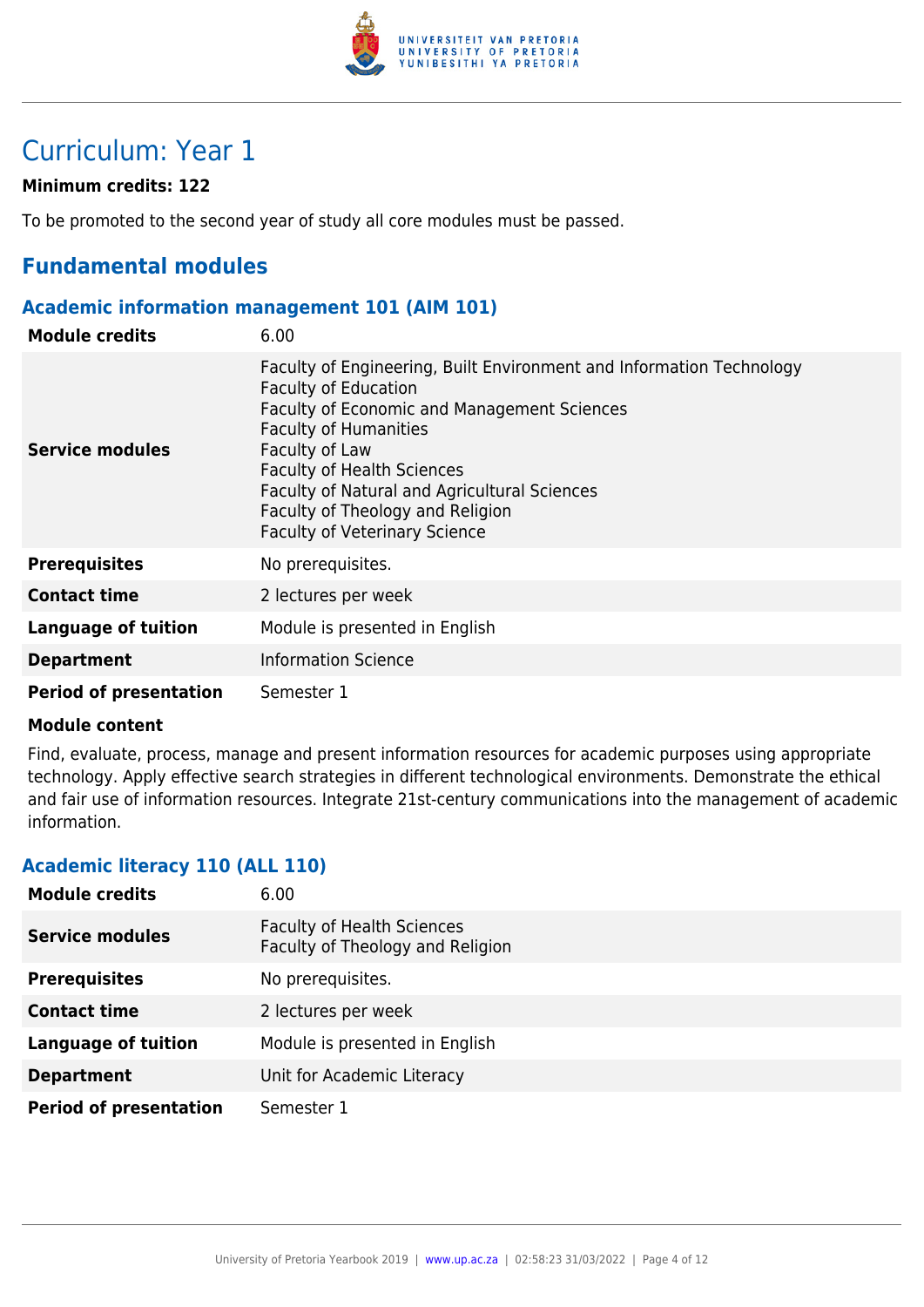# Curriculum: Year 1

**Minimum credits: 122**

To be promoted to the second year of study all core modules must be passed.

## Fundamental modules

### Academic information management 101 (AIM 101)

| | |
|---|---|
| **Module credits** | 6.00 |
| **Service modules** | Faculty of Engineering, Built Environment and Information Technology<br>Faculty of Education<br>Faculty of Economic and Management Sciences<br>Faculty of Humanities<br>Faculty of Law<br>Faculty of Health Sciences<br>Faculty of Natural and Agricultural Sciences<br>Faculty of Theology and Religion<br>Faculty of Veterinary Science |
| **Prerequisites** | No prerequisites. |
| **Contact time** | 2 lectures per week |
| **Language of tuition** | Module is presented in English |
| **Department** | Information Science |
| **Period of presentation** | Semester 1 |

**Module content**

Find, evaluate, process, manage and present information resources for academic purposes using appropriate technology. Apply effective search strategies in different technological environments. Demonstrate the ethical and fair use of information resources. Integrate 21st-century communications into the management of academic information.

### Academic literacy 110 (ALL 110)

| | |
|---|---|
| **Module credits** | 6.00 |
| **Service modules** | Faculty of Health Sciences<br>Faculty of Theology and Religion |
| **Prerequisites** | No prerequisites. |
| **Contact time** | 2 lectures per week |
| **Language of tuition** | Module is presented in English |
| **Department** | Unit for Academic Literacy |
| **Period of presentation** | Semester 1 |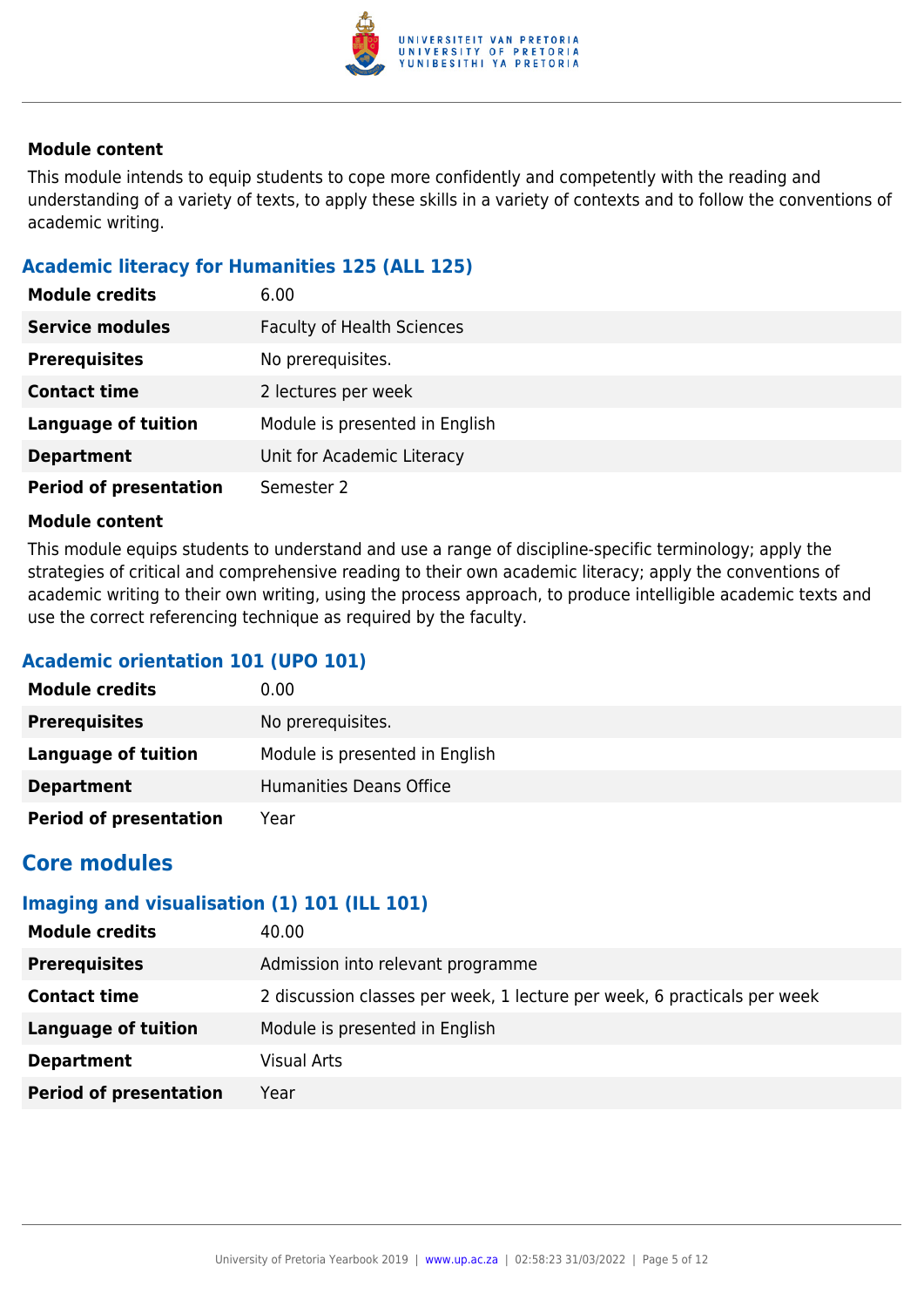**Module content**

This module intends to equip students to cope more confidently and competently with the reading and understanding of a variety of texts, to apply these skills in a variety of contexts and to follow the conventions of academic writing.

### Academic literacy for Humanities 125 (ALL 125)

| | |
|---|---|
| **Module credits** | 6.00 |
| **Service modules** | Faculty of Health Sciences |
| **Prerequisites** | No prerequisites. |
| **Contact time** | 2 lectures per week |
| **Language of tuition** | Module is presented in English |
| **Department** | Unit for Academic Literacy |
| **Period of presentation** | Semester 2 |

**Module content**

This module equips students to understand and use a range of discipline-specific terminology; apply the strategies of critical and comprehensive reading to their own academic literacy; apply the conventions of academic writing to their own writing, using the process approach, to produce intelligible academic texts and use the correct referencing technique as required by the faculty.

### Academic orientation 101 (UPO 101)

| | |
|---|---|
| **Module credits** | 0.00 |
| **Prerequisites** | No prerequisites. |
| **Language of tuition** | Module is presented in English |
| **Department** | Humanities Deans Office |
| **Period of presentation** | Year |

## Core modules

### Imaging and visualisation (1) 101 (ILL 101)

| | |
|---|---|
| **Module credits** | 40.00 |
| **Prerequisites** | Admission into relevant programme |
| **Contact time** | 2 discussion classes per week, 1 lecture per week, 6 practicals per week |
| **Language of tuition** | Module is presented in English |
| **Department** | Visual Arts |
| **Period of presentation** | Year |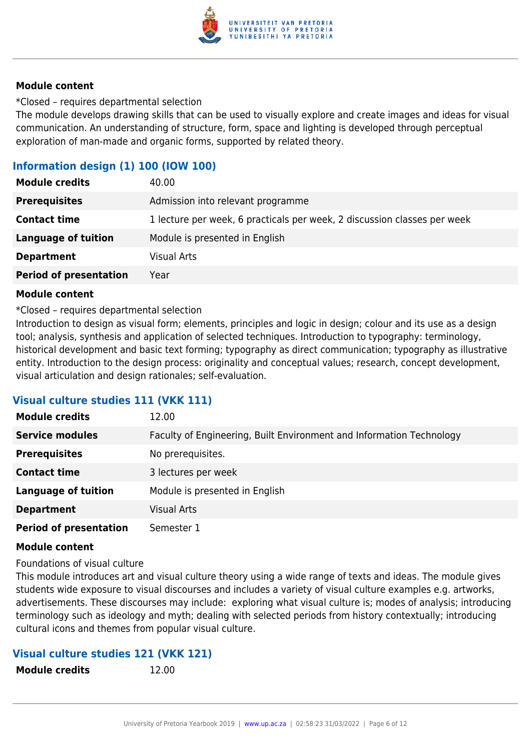#### Module content

*Closed – requires departmental selection

The module develops drawing skills that can be used to visually explore and create images and ideas for visual communication. An understanding of structure, form, space and lighting is developed through perceptual exploration of man-made and organic forms, supported by related theory.

### Information design (1) 100 (IOW 100)

| | |
|---|---|
| **Module credits** | 40.00 |
| **Prerequisites** | Admission into relevant programme |
| **Contact time** | 1 lecture per week, 6 practicals per week, 2 discussion classes per week |
| **Language of tuition** | Module is presented in English |
| **Department** | Visual Arts |
| **Period of presentation** | Year |

#### Module content

*Closed – requires departmental selection

Introduction to design as visual form; elements, principles and logic in design; colour and its use as a design tool; analysis, synthesis and application of selected techniques. Introduction to typography: terminology, historical development and basic text forming; typography as direct communication; typography as illustrative entity. Introduction to the design process: originality and conceptual values; research, concept development, visual articulation and design rationales; self-evaluation.

### Visual culture studies 111 (VKK 111)

| | |
|---|---|
| **Module credits** | 12.00 |
| **Service modules** | Faculty of Engineering, Built Environment and Information Technology |
| **Prerequisites** | No prerequisites. |
| **Contact time** | 3 lectures per week |
| **Language of tuition** | Module is presented in English |
| **Department** | Visual Arts |
| **Period of presentation** | Semester 1 |

#### Module content

Foundations of visual culture

This module introduces art and visual culture theory using a wide range of texts and ideas. The module gives students wide exposure to visual discourses and includes a variety of visual culture examples e.g. artworks, advertisements. These discourses may include: exploring what visual culture is; modes of analysis; introducing terminology such as ideology and myth; dealing with selected periods from history contextually; introducing cultural icons and themes from popular visual culture.

### Visual culture studies 121 (VKK 121)

| | |
|---|---|
| **Module credits** | 12.00 |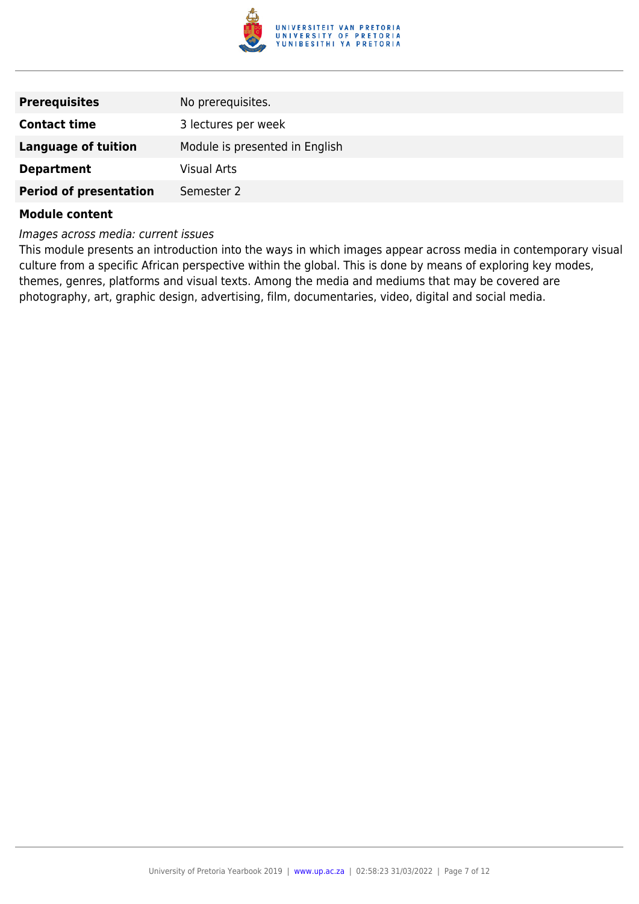| | |
|---|---|
| **Prerequisites** | No prerequisites. |
| **Contact time** | 3 lectures per week |
| **Language of tuition** | Module is presented in English |
| **Department** | Visual Arts |
| **Period of presentation** | Semester 2 |

**Module content**

*Images across media: current issues*

This module presents an introduction into the ways in which images appear across media in contemporary visual culture from a specific African perspective within the global. This is done by means of exploring key modes, themes, genres, platforms and visual texts. Among the media and mediums that may be covered are photography, art, graphic design, advertising, film, documentaries, video, digital and social media.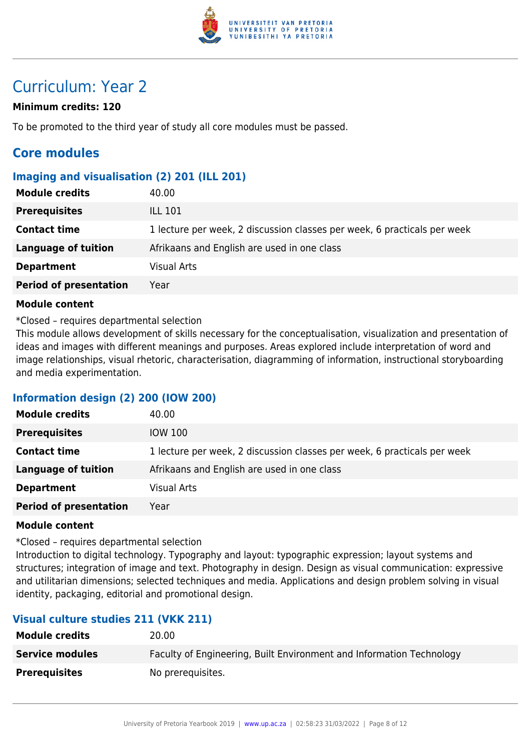# Curriculum: Year 2

**Minimum credits: 120**

To be promoted to the third year of study all core modules must be passed.

## Core modules

### Imaging and visualisation (2) 201 (ILL 201)

| | |
|---|---|
| **Module credits** | 40.00 |
| **Prerequisites** | ILL 101 |
| **Contact time** | 1 lecture per week, 2 discussion classes per week, 6 practicals per week |
| **Language of tuition** | Afrikaans and English are used in one class |
| **Department** | Visual Arts |
| **Period of presentation** | Year |

**Module content**

*Closed – requires departmental selection
This module allows development of skills necessary for the conceptualisation, visualization and presentation of ideas and images with different meanings and purposes. Areas explored include interpretation of word and image relationships, visual rhetoric, characterisation, diagramming of information, instructional storyboarding and media experimentation.

### Information design (2) 200 (IOW 200)

| | |
|---|---|
| **Module credits** | 40.00 |
| **Prerequisites** | IOW 100 |
| **Contact time** | 1 lecture per week, 2 discussion classes per week, 6 practicals per week |
| **Language of tuition** | Afrikaans and English are used in one class |
| **Department** | Visual Arts |
| **Period of presentation** | Year |

**Module content**

*Closed – requires departmental selection
Introduction to digital technology. Typography and layout: typographic expression; layout systems and structures; integration of image and text. Photography in design. Design as visual communication: expressive and utilitarian dimensions; selected techniques and media. Applications and design problem solving in visual identity, packaging, editorial and promotional design.

### Visual culture studies 211 (VKK 211)

| | |
|---|---|
| **Module credits** | 20.00 |
| **Service modules** | Faculty of Engineering, Built Environment and Information Technology |
| **Prerequisites** | No prerequisites. |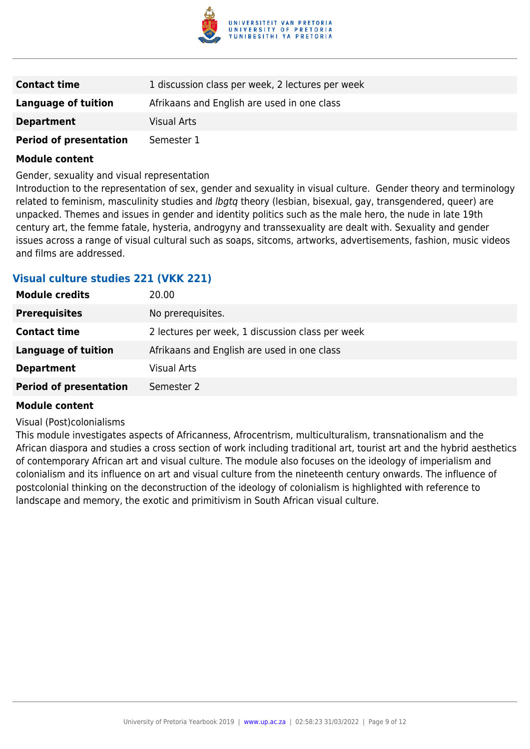| | |
|---|---|
| **Contact time** | 1 discussion class per week, 2 lectures per week |
| **Language of tuition** | Afrikaans and English are used in one class |
| **Department** | Visual Arts |
| **Period of presentation** | Semester 1 |

**Module content**

Gender, sexuality and visual representation

Introduction to the representation of sex, gender and sexuality in visual culture.  Gender theory and terminology related to feminism, masculinity studies and *lbgtq* theory (lesbian, bisexual, gay, transgendered, queer) are unpacked. Themes and issues in gender and identity politics such as the male hero, the nude in late 19th century art, the femme fatale, hysteria, androgyny and transsexuality are dealt with. Sexuality and gender issues across a range of visual cultural such as soaps, sitcoms, artworks, advertisements, fashion, music videos and films are addressed.

### Visual culture studies 221 (VKK 221)

| | |
|---|---|
| **Module credits** | 20.00 |
| **Prerequisites** | No prerequisites. |
| **Contact time** | 2 lectures per week, 1 discussion class per week |
| **Language of tuition** | Afrikaans and English are used in one class |
| **Department** | Visual Arts |
| **Period of presentation** | Semester 2 |

**Module content**

Visual (Post)colonialisms

This module investigates aspects of Africanness, Afrocentrism, multiculturalism, transnationalism and the African diaspora and studies a cross section of work including traditional art, tourist art and the hybrid aesthetics of contemporary African art and visual culture. The module also focuses on the ideology of imperialism and colonialism and its influence on art and visual culture from the nineteenth century onwards. The influence of postcolonial thinking on the deconstruction of the ideology of colonialism is highlighted with reference to landscape and memory, the exotic and primitivism in South African visual culture.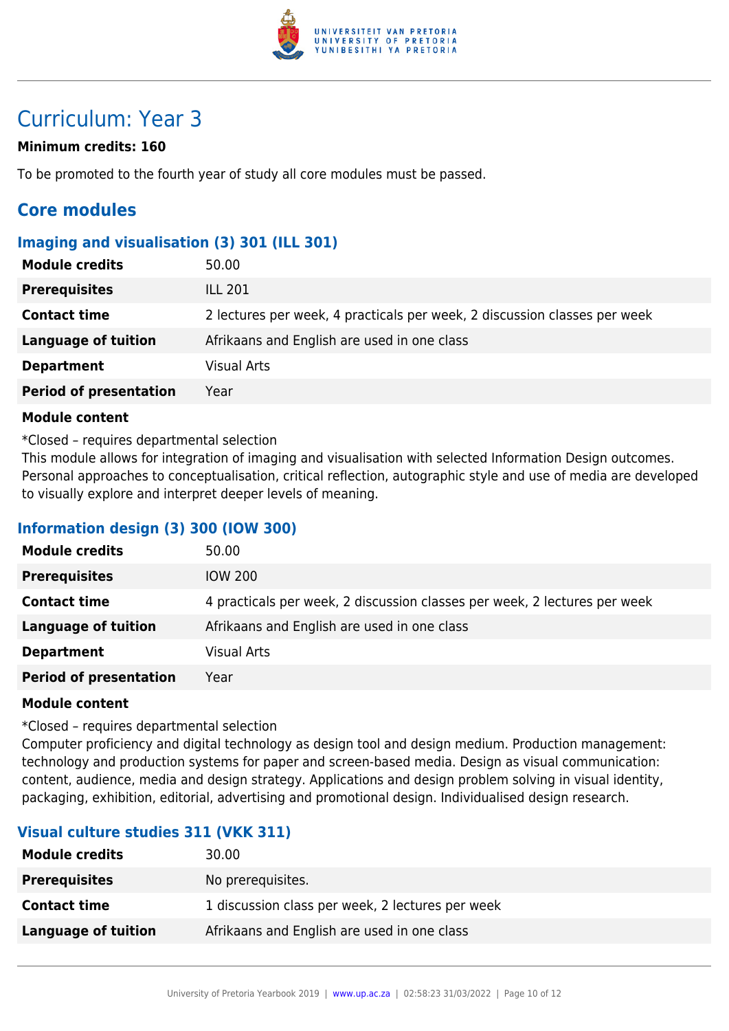# Curriculum: Year 3

**Minimum credits: 160**

To be promoted to the fourth year of study all core modules must be passed.

## Core modules

### Imaging and visualisation (3) 301 (ILL 301)

| | |
|---|---|
| **Module credits** | 50.00 |
| **Prerequisites** | ILL 201 |
| **Contact time** | 2 lectures per week, 4 practicals per week, 2 discussion classes per week |
| **Language of tuition** | Afrikaans and English are used in one class |
| **Department** | Visual Arts |
| **Period of presentation** | Year |

**Module content**

*Closed – requires departmental selection
This module allows for integration of imaging and visualisation with selected Information Design outcomes. Personal approaches to conceptualisation, critical reflection, autographic style and use of media are developed to visually explore and interpret deeper levels of meaning.

### Information design (3) 300 (IOW 300)

| | |
|---|---|
| **Module credits** | 50.00 |
| **Prerequisites** | IOW 200 |
| **Contact time** | 4 practicals per week, 2 discussion classes per week, 2 lectures per week |
| **Language of tuition** | Afrikaans and English are used in one class |
| **Department** | Visual Arts |
| **Period of presentation** | Year |

**Module content**

*Closed – requires departmental selection
Computer proficiency and digital technology as design tool and design medium. Production management: technology and production systems for paper and screen-based media. Design as visual communication: content, audience, media and design strategy. Applications and design problem solving in visual identity, packaging, exhibition, editorial, advertising and promotional design. Individualised design research.

### Visual culture studies 311 (VKK 311)

| | |
|---|---|
| **Module credits** | 30.00 |
| **Prerequisites** | No prerequisites. |
| **Contact time** | 1 discussion class per week, 2 lectures per week |
| **Language of tuition** | Afrikaans and English are used in one class |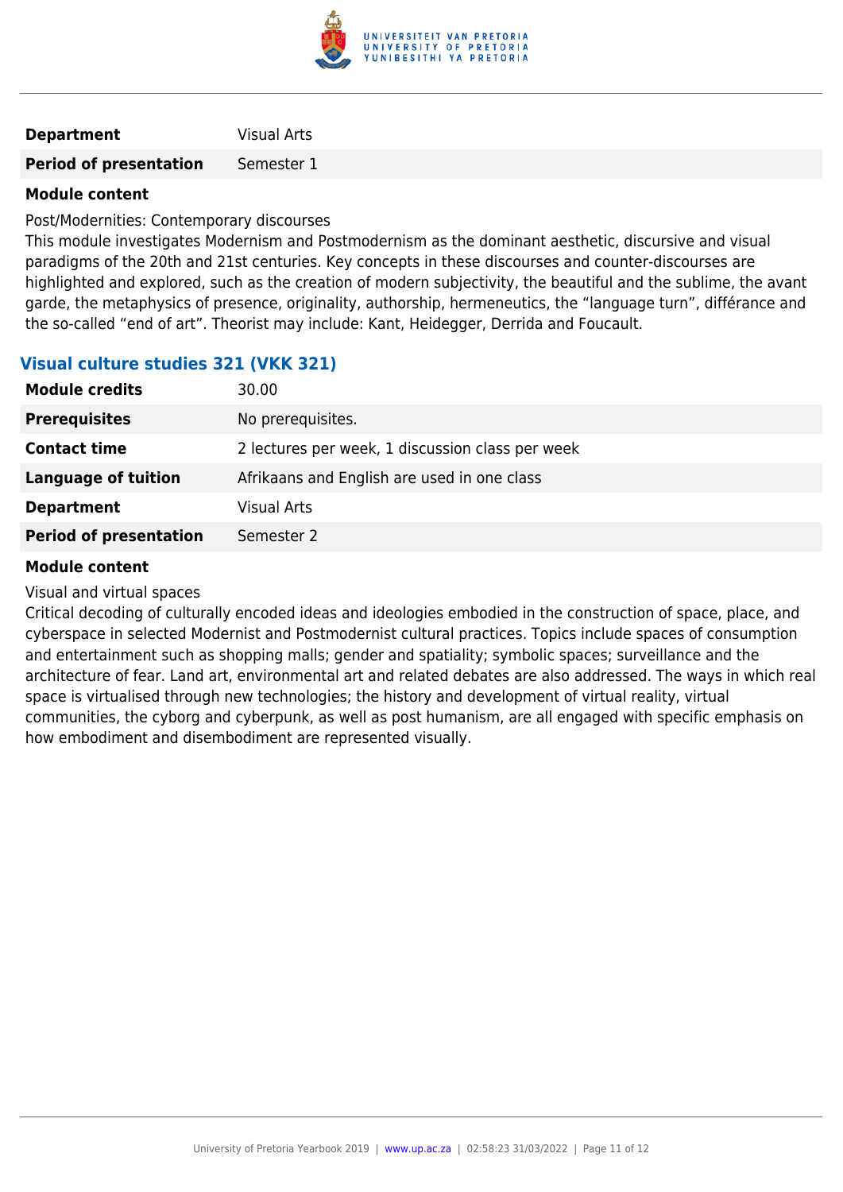| | |
|---|---|
| **Department** | Visual Arts |
| **Period of presentation** | Semester 1 |

**Module content**

Post/Modernities: Contemporary discourses

This module investigates Modernism and Postmodernism as the dominant aesthetic, discursive and visual paradigms of the 20th and 21st centuries. Key concepts in these discourses and counter-discourses are highlighted and explored, such as the creation of modern subjectivity, the beautiful and the sublime, the avant garde, the metaphysics of presence, originality, authorship, hermeneutics, the "language turn", différance and the so-called "end of art". Theorist may include: Kant, Heidegger, Derrida and Foucault.

### Visual culture studies 321 (VKK 321)

| | |
|---|---|
| **Module credits** | 30.00 |
| **Prerequisites** | No prerequisites. |
| **Contact time** | 2 lectures per week, 1 discussion class per week |
| **Language of tuition** | Afrikaans and English are used in one class |
| **Department** | Visual Arts |
| **Period of presentation** | Semester 2 |

**Module content**

Visual and virtual spaces

Critical decoding of culturally encoded ideas and ideologies embodied in the construction of space, place, and cyberspace in selected Modernist and Postmodernist cultural practices. Topics include spaces of consumption and entertainment such as shopping malls; gender and spatiality; symbolic spaces; surveillance and the architecture of fear. Land art, environmental art and related debates are also addressed. The ways in which real space is virtualised through new technologies; the history and development of virtual reality, virtual communities, the cyborg and cyberpunk, as well as post humanism, are all engaged with specific emphasis on how embodiment and disembodiment are represented visually.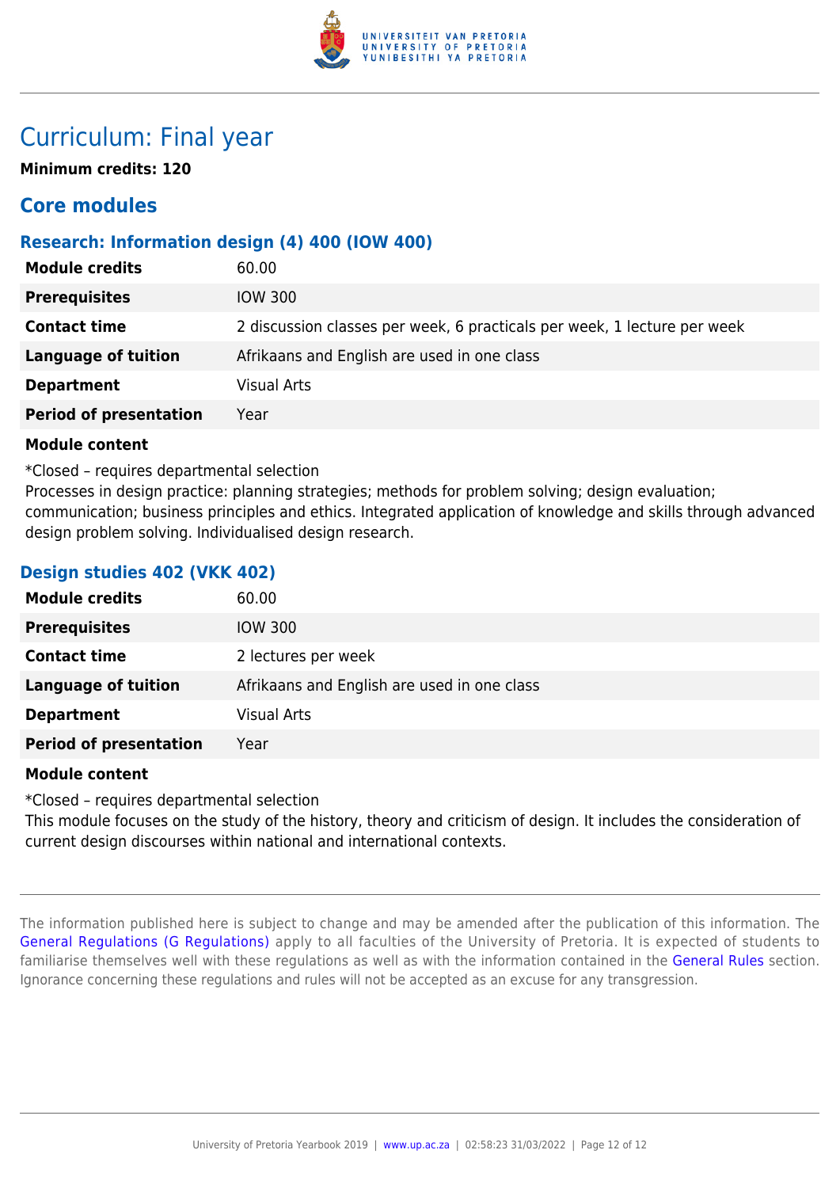# Curriculum: Final year

**Minimum credits: 120**

## Core modules

### Research: Information design (4) 400 (IOW 400)

| | |
|---|---|
| **Module credits** | 60.00 |
| **Prerequisites** | IOW 300 |
| **Contact time** | 2 discussion classes per week, 6 practicals per week, 1 lecture per week |
| **Language of tuition** | Afrikaans and English are used in one class |
| **Department** | Visual Arts |
| **Period of presentation** | Year |

**Module content**

*Closed – requires departmental selection
Processes in design practice: planning strategies; methods for problem solving; design evaluation; communication; business principles and ethics. Integrated application of knowledge and skills through advanced design problem solving. Individualised design research.

### Design studies 402 (VKK 402)

| | |
|---|---|
| **Module credits** | 60.00 |
| **Prerequisites** | IOW 300 |
| **Contact time** | 2 lectures per week |
| **Language of tuition** | Afrikaans and English are used in one class |
| **Department** | Visual Arts |
| **Period of presentation** | Year |

**Module content**

*Closed – requires departmental selection
This module focuses on the study of the history, theory and criticism of design. It includes the consideration of current design discourses within national and international contexts.

The information published here is subject to change and may be amended after the publication of this information. The General Regulations (G Regulations) apply to all faculties of the University of Pretoria. It is expected of students to familiarise themselves well with these regulations as well as with the information contained in the General Rules section. Ignorance concerning these regulations and rules will not be accepted as an excuse for any transgression.